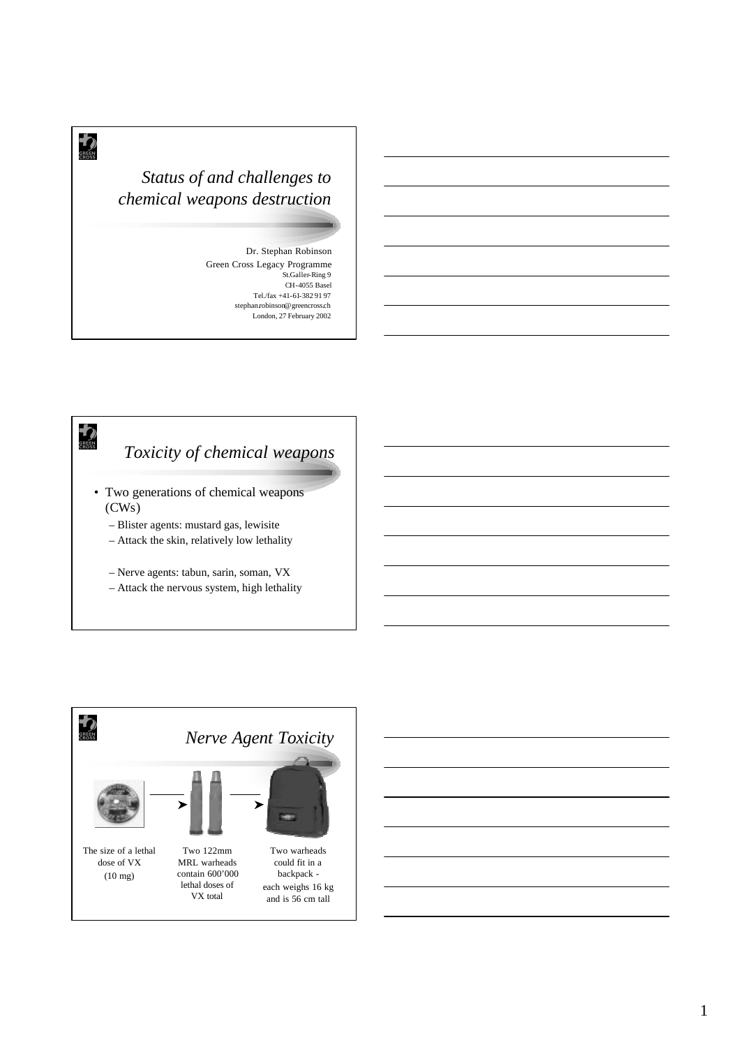## Status of and challenges to chemical weapons destruction

Dr. Stephan Robinson
Green Cross Legacy Programme
St.Galler-Ring 9
CH-4055 Basel
Tel./fax +41-61-382 91 97
stephan.robinson@greencross.ch
London, 27 February 2002

## Toxicity of chemical weapons

- Two generations of chemical weapons (CWs)
  - Blister agents: mustard gas, lewisite
  - Attack the skin, relatively low lethality
  - Nerve agents: tabun, sarin, soman, VX
  - Attack the nervous system, high lethality

## Nerve Agent Toxicity

The size of a lethal dose of VX (10 mg)

Two 122mm MRL warheads contain 600'000 lethal doses of VX total

Two warheads could fit in a backpack - each weighs 16 kg and is 56 cm tall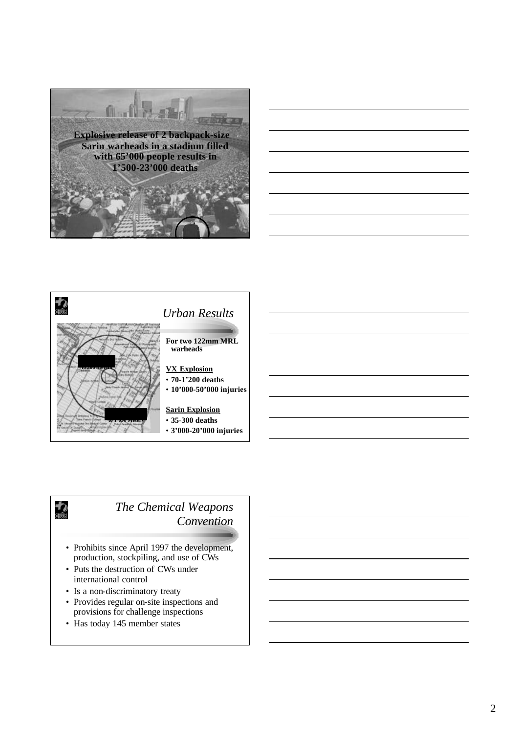Explosive release of 2 backpack-size Sarin warheads in a stadium filled with 65’000 people results in 1’500-23’000 deaths

## *Urban Results*

**For two 122mm MRL warheads**

**VX Explosion**

- **70-1’200 deaths**
- **10’000-50’000 injuries**

**Sarin Explosion**

- **35-300 deaths**
- **3’000-20’000 injuries**

## *The Chemical Weapons Convention*

- Prohibits since April 1997 the development, production, stockpiling, and use of CWs
- Puts the destruction of CWs under international control
- Is a non-discriminatory treaty
- Provides regular on-site inspections and provisions for challenge inspections
- Has today 145 member states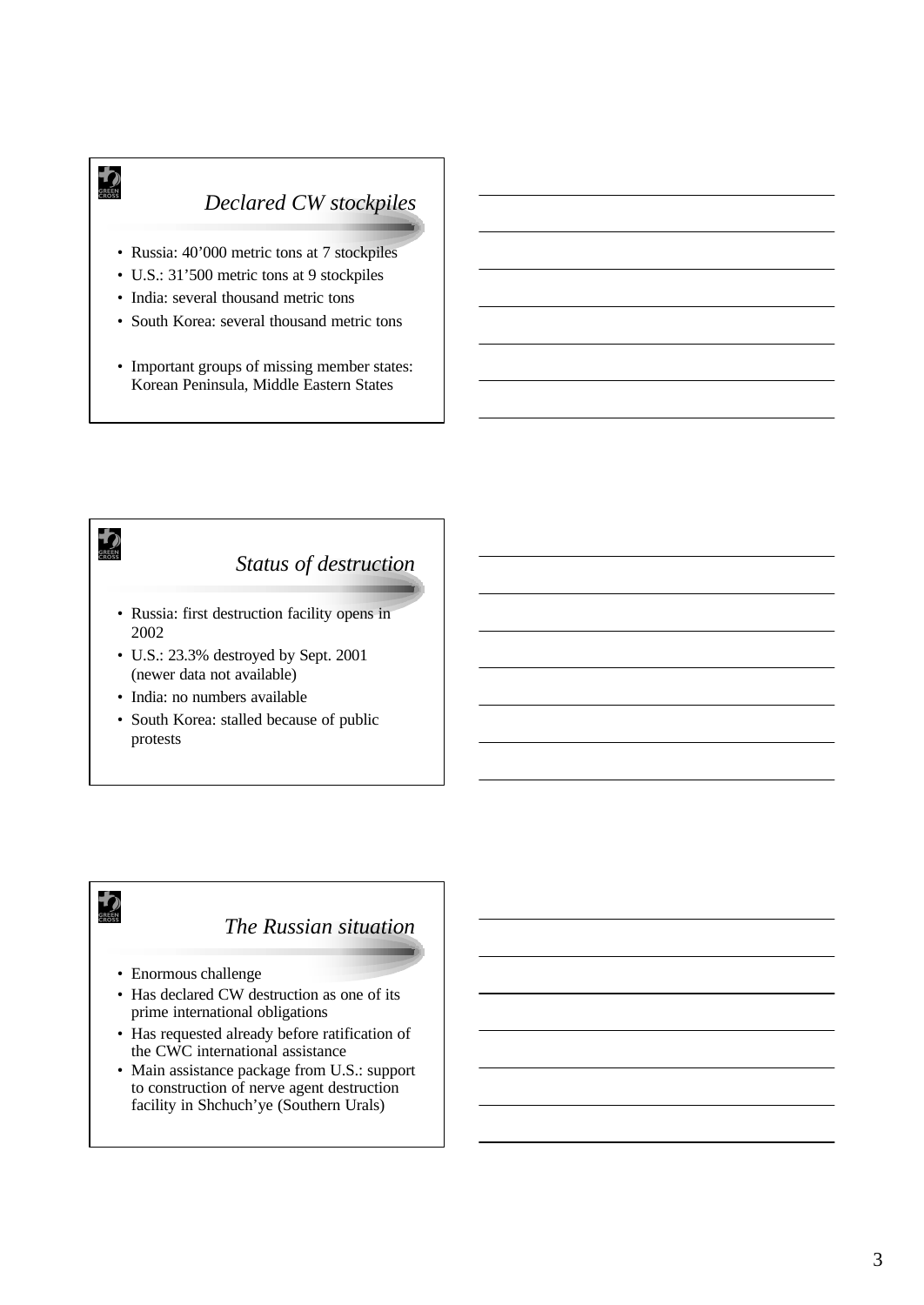## *Declared CW stockpiles*

- Russia: 40’000 metric tons at 7 stockpiles
- U.S.: 31’500 metric tons at 9 stockpiles
- India: several thousand metric tons
- South Korea: several thousand metric tons

- Important groups of missing member states: Korean Peninsula, Middle Eastern States

## *Status of destruction*

- Russia: first destruction facility opens in 2002
- U.S.: 23.3% destroyed by Sept. 2001 (newer data not available)
- India: no numbers available
- South Korea: stalled because of public protests

## *The Russian situation*

- Enormous challenge
- Has declared CW destruction as one of its prime international obligations
- Has requested already before ratification of the CWC international assistance
- Main assistance package from U.S.: support to construction of nerve agent destruction facility in Shchuch’ye (Southern Urals)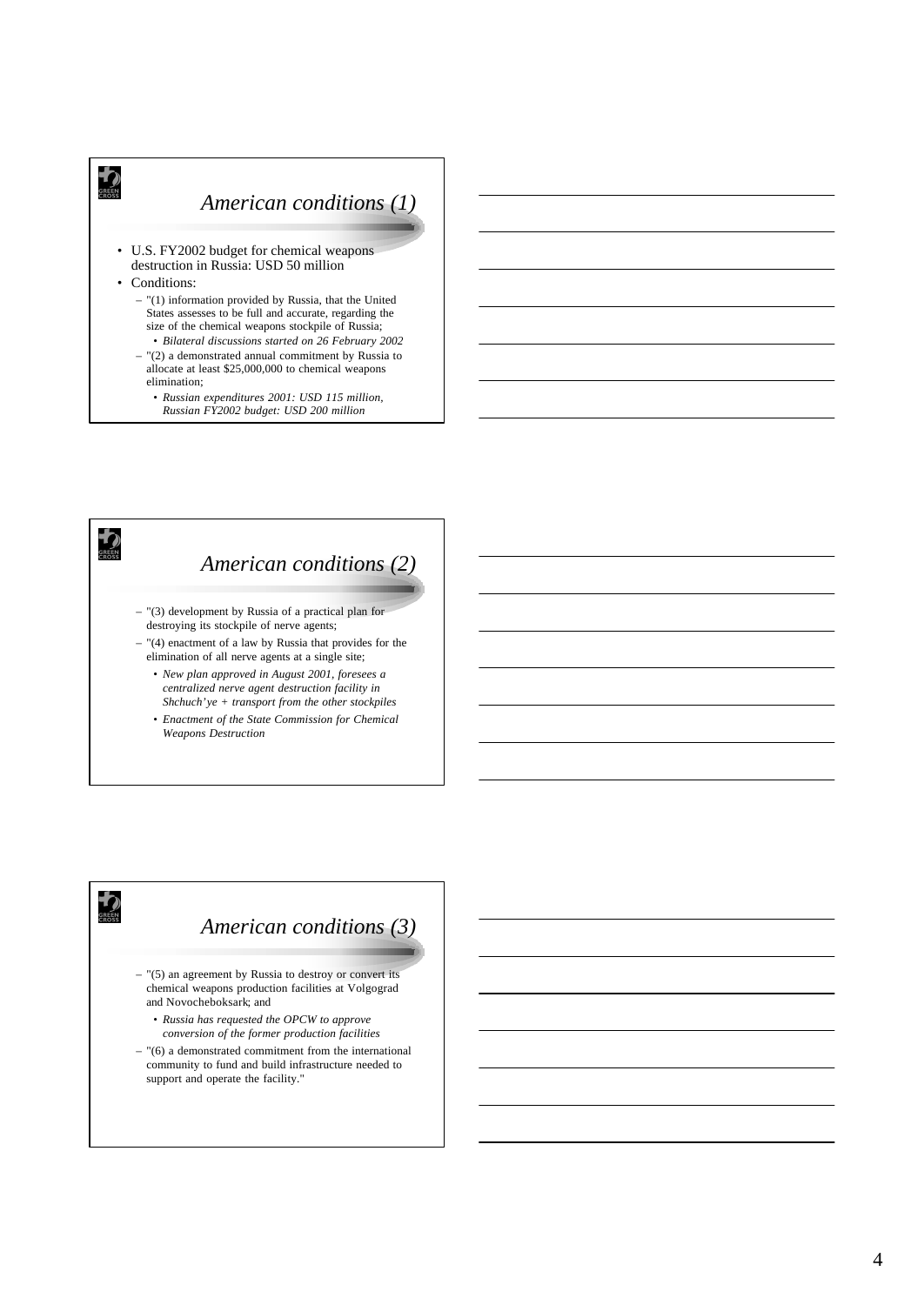## American conditions (1)

- U.S. FY2002 budget for chemical weapons destruction in Russia: USD 50 million
- Conditions:
  - "(1) information provided by Russia, that the United States assesses to be full and accurate, regarding the size of the chemical weapons stockpile of Russia;
    - *Bilateral discussions started on 26 February 2002*
  - "(2) a demonstrated annual commitment by Russia to allocate at least $25,000,000 to chemical weapons elimination;
    - *Russian expenditures 2001: USD 115 million, Russian FY2002 budget: USD 200 million*

## American conditions (2)

- "(3) development by Russia of a practical plan for destroying its stockpile of nerve agents;
- "(4) enactment of a law by Russia that provides for the elimination of all nerve agents at a single site;
  - *New plan approved in August 2001, foresees a centralized nerve agent destruction facility in Shchuch'ye + transport from the other stockpiles*
  - *Enactment of the State Commission for Chemical Weapons Destruction*

## American conditions (3)

- "(5) an agreement by Russia to destroy or convert its chemical weapons production facilities at Volgograd and Novocheboksark; and
  - *Russia has requested the OPCW to approve conversion of the former production facilities*
- "(6) a demonstrated commitment from the international community to fund and build infrastructure needed to support and operate the facility."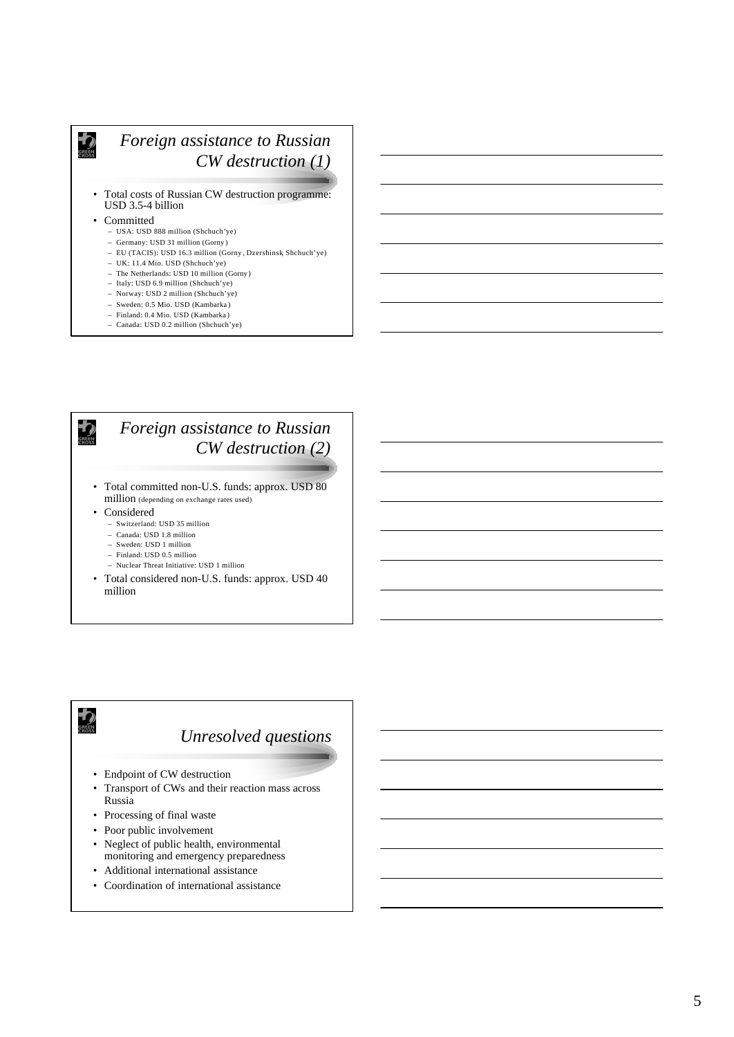## Foreign assistance to Russian CW destruction (1)

- Total costs of Russian CW destruction programme: USD 3.5-4 billion
- Committed
  - USA: USD 888 million (Shchuch'ye)
  - Germany: USD 31 million (Gorny)
  - EU (TACIS): USD 16.3 million (Gorny, Dzershinsk, Shchuch'ye)
  - UK: 11.4 Mio. USD (Shchuch'ye)
  - The Netherlands: USD 10 million (Gorny)
  - Italy: USD 6.9 million (Shchuch'ye)
  - Norway: USD 2 million (Shchuch'ye)
  - Sweden: 0.5 Mio. USD (Kambarka)
  - Finland: 0.4 Mio. USD (Kambarka)
  - Canada: USD 0.2 million (Shchuch'ye)

## Foreign assistance to Russian CW destruction (2)

- Total committed non-U.S. funds: approx. USD 80 million (depending on exchange rates used)
- Considered
  - Switzerland: USD 35 million
  - Canada: USD 1.8 million
  - Sweden: USD 1 million
  - Finland: USD 0.5 million
  - Nuclear Threat Initiative: USD 1 million
- Total considered non-U.S. funds: approx. USD 40 million

## Unresolved questions

- Endpoint of CW destruction
- Transport of CWs and their reaction mass across Russia
- Processing of final waste
- Poor public involvement
- Neglect of public health, environmental monitoring and emergency preparedness
- Additional international assistance
- Coordination of international assistance